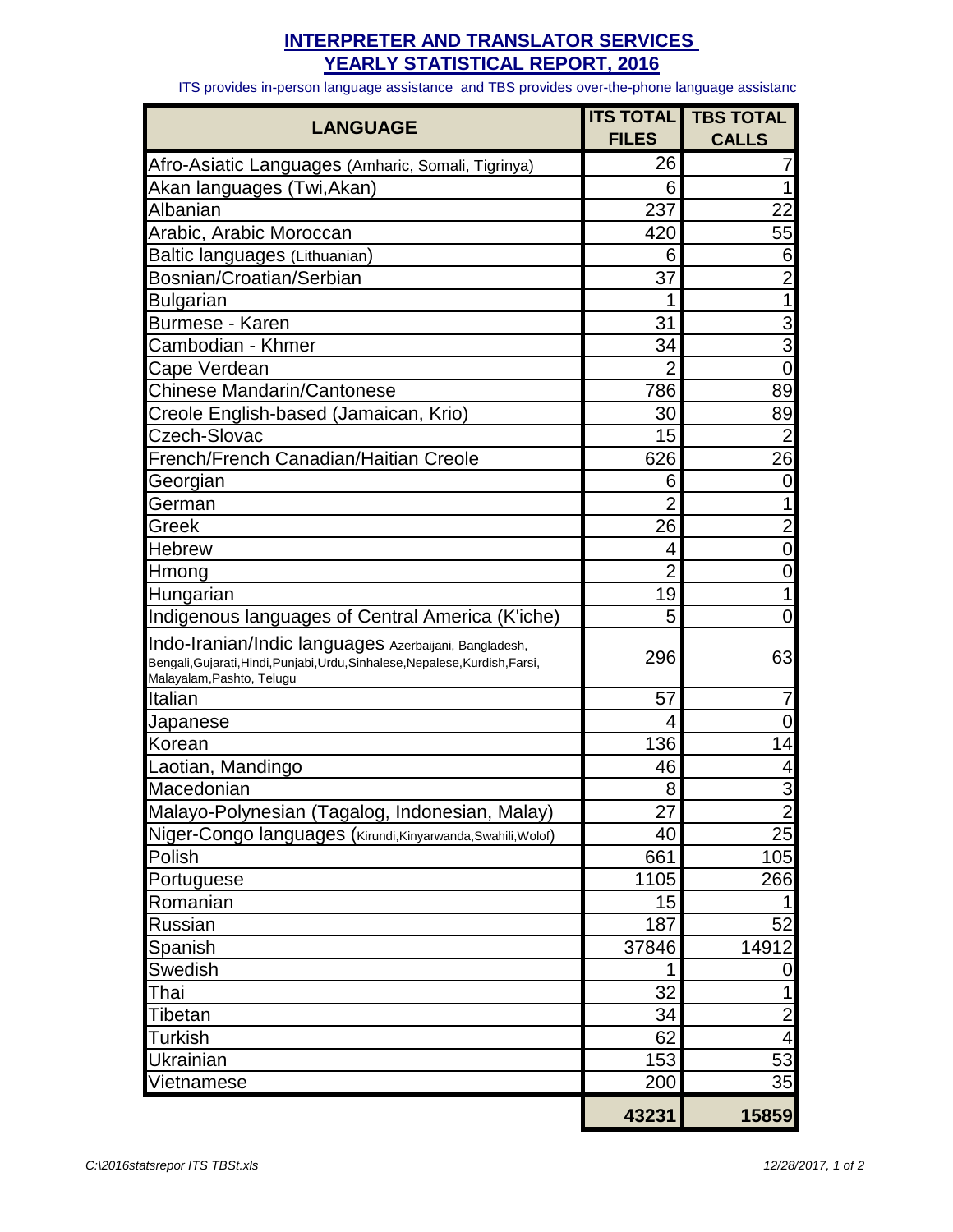# INTERPRETER AND TRANSLATOR SERVICES
# YEARLY STATISTICAL REPORT, 2016

ITS provides in-person language assistance and TBS provides over-the-phone language assistanc

| LANGUAGE | ITS TOTAL FILES | TBS TOTAL CALLS |
|---|---|---|
| Afro-Asiatic Languages (Amharic, Somali, Tigrinya) | 26 | 7 |
| Akan languages (Twi,Akan) | 6 | 1 |
| Albanian | 237 | 22 |
| Arabic, Arabic Moroccan | 420 | 55 |
| Baltic languages (Lithuanian) | 6 | 6 |
| Bosnian/Croatian/Serbian | 37 | 2 |
| Bulgarian | 1 | 1 |
| Burmese - Karen | 31 | 3 |
| Cambodian - Khmer | 34 | 3 |
| Cape Verdean | 2 | 0 |
| Chinese Mandarin/Cantonese | 786 | 89 |
| Creole English-based (Jamaican, Krio) | 30 | 89 |
| Czech-Slovac | 15 | 2 |
| French/French Canadian/Haitian Creole | 626 | 26 |
| Georgian | 6 | 0 |
| German | 2 | 1 |
| Greek | 26 | 2 |
| Hebrew | 4 | 0 |
| Hmong | 2 | 0 |
| Hungarian | 19 | 1 |
| Indigenous languages of Central America (K'iche) | 5 | 0 |
| Indo-Iranian/Indic languages Azerbaijani, Bangladesh, Bengali,Gujarati,Hindi,Punjabi,Urdu,Sinhalese,Nepalese,Kurdish,Farsi, Malayalam,Pashto, Telugu | 296 | 63 |
| Italian | 57 | 7 |
| Japanese | 4 | 0 |
| Korean | 136 | 14 |
| Laotian, Mandingo | 46 | 4 |
| Macedonian | 8 | 3 |
| Malayo-Polynesian (Tagalog, Indonesian, Malay) | 27 | 2 |
| Niger-Congo languages (Kirundi,Kinyarwanda,Swahili,Wolof) | 40 | 25 |
| Polish | 661 | 105 |
| Portuguese | 1105 | 266 |
| Romanian | 15 | 1 |
| Russian | 187 | 52 |
| Spanish | 37846 | 14912 |
| Swedish | 1 | 0 |
| Thai | 32 | 1 |
| Tibetan | 34 | 2 |
| Turkish | 62 | 4 |
| Ukrainian | 153 | 53 |
| Vietnamese | 200 | 35 |
| | **43231** | **15859** |

*C:\2016statsrepor ITS TBSt.xls* *12/28/2017*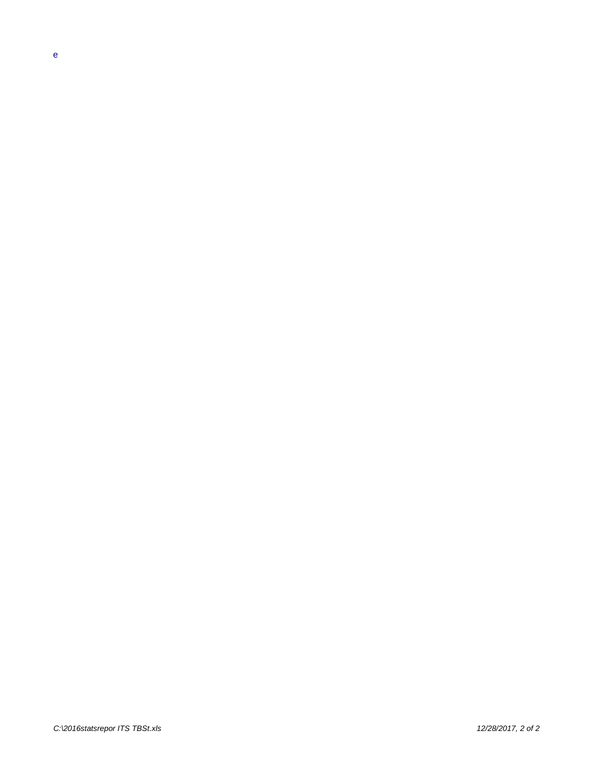e